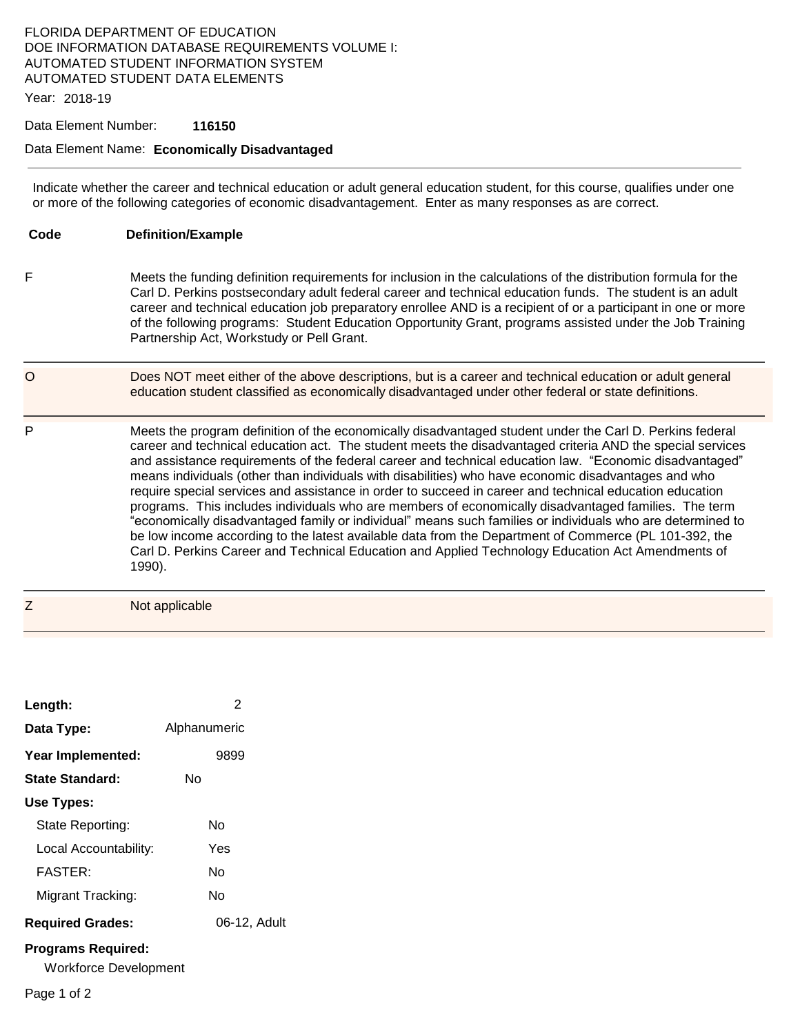FLORIDA DEPARTMENT OF EDUCATION
DOE INFORMATION DATABASE REQUIREMENTS VOLUME I:
AUTOMATED STUDENT INFORMATION SYSTEM
AUTOMATED STUDENT DATA ELEMENTS

Year: 2018-19

Data Element Number: **116150**

Data Element Name: **Economically Disadvantaged**

---

Indicate whether the career and technical education or adult general education student, for this course, qualifies under one or more of the following categories of economic disadvantagement. Enter as many responses as are correct.

| Code | Definition/Example |
| --- | --- |
| F | Meets the funding definition requirements for inclusion in the calculations of the distribution formula for the Carl D. Perkins postsecondary adult federal career and technical education funds. The student is an adult career and technical education job preparatory enrollee AND is a recipient of or a participant in one or more of the following programs: Student Education Opportunity Grant, programs assisted under the Job Training Partnership Act, Workstudy or Pell Grant. |
| O | Does NOT meet either of the above descriptions, but is a career and technical education or adult general education student classified as economically disadvantaged under other federal or state definitions. |
| P | Meets the program definition of the economically disadvantaged student under the Carl D. Perkins federal career and technical education act. The student meets the disadvantaged criteria AND the special services and assistance requirements of the federal career and technical education law. "Economic disadvantaged" means individuals (other than individuals with disabilities) who have economic disadvantages and who require special services and assistance in order to succeed in career and technical education education programs. This includes individuals who are members of economically disadvantaged families. The term "economically disadvantaged family or individual" means such families or individuals who are determined to be low income according to the latest available data from the Department of Commerce (PL 101-392, the Carl D. Perkins Career and Technical Education and Applied Technology Education Act Amendments of 1990). |
| Z | Not applicable |

**Length:** 2

**Data Type:** Alphanumeric

**Year Implemented:** 9899

**State Standard:** No

**Use Types:**

- State Reporting: No
- Local Accountability: Yes
- FASTER: No
- Migrant Tracking: No

**Required Grades:** 06-12, Adult

**Programs Required:**

Workforce Development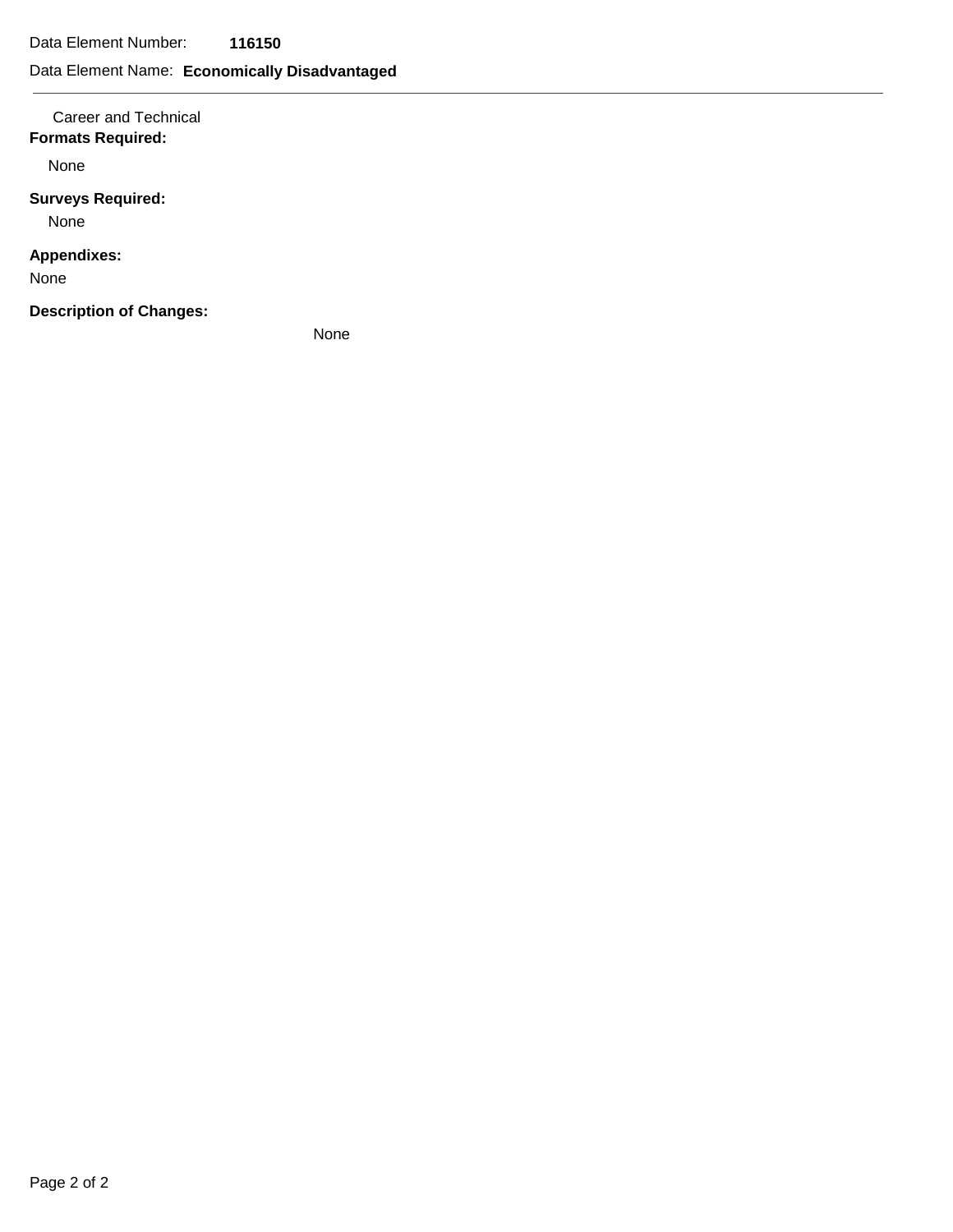Data Element Number: **116150**

Data Element Name: **Economically Disadvantaged**

---

Career and Technical

**Formats Required:**

None

**Surveys Required:**

None

**Appendixes:**

None

**Description of Changes:**

None